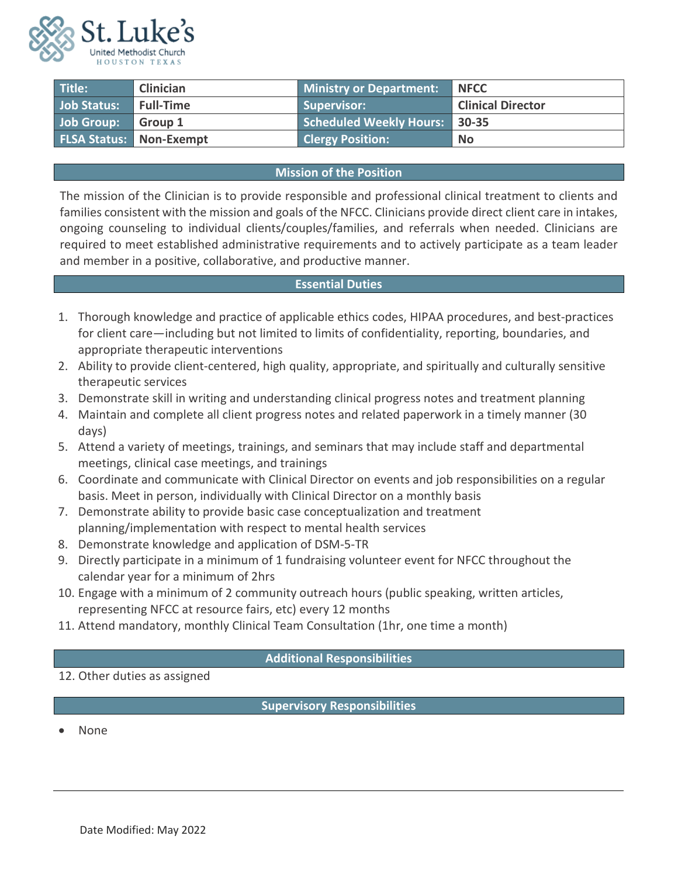St. Luke's
United Methodist Church
HOUSTON TEXAS

| Title: | Clinician | Ministry or Department: | NFCC |
|---|---|---|---|
| Job Status: | Full-Time | Supervisor: | Clinical Director |
| Job Group: | Group 1 | Scheduled Weekly Hours: | 30-35 |
| FLSA Status: | Non-Exempt | Clergy Position: | No |

## Mission of the Position

The mission of the Clinician is to provide responsible and professional clinical treatment to clients and families consistent with the mission and goals of the NFCC. Clinicians provide direct client care in intakes, ongoing counseling to individual clients/couples/families, and referrals when needed. Clinicians are required to meet established administrative requirements and to actively participate as a team leader and member in a positive, collaborative, and productive manner.

## Essential Duties

1. Thorough knowledge and practice of applicable ethics codes, HIPAA procedures, and best-practices for client care—including but not limited to limits of confidentiality, reporting, boundaries, and appropriate therapeutic interventions
2. Ability to provide client-centered, high quality, appropriate, and spiritually and culturally sensitive therapeutic services
3. Demonstrate skill in writing and understanding clinical progress notes and treatment planning
4. Maintain and complete all client progress notes and related paperwork in a timely manner (30 days)
5. Attend a variety of meetings, trainings, and seminars that may include staff and departmental meetings, clinical case meetings, and trainings
6. Coordinate and communicate with Clinical Director on events and job responsibilities on a regular basis. Meet in person, individually with Clinical Director on a monthly basis
7. Demonstrate ability to provide basic case conceptualization and treatment planning/implementation with respect to mental health services
8. Demonstrate knowledge and application of DSM-5-TR
9. Directly participate in a minimum of 1 fundraising volunteer event for NFCC throughout the calendar year for a minimum of 2hrs
10. Engage with a minimum of 2 community outreach hours (public speaking, written articles, representing NFCC at resource fairs, etc) every 12 months
11. Attend mandatory, monthly Clinical Team Consultation (1hr, one time a month)

## Additional Responsibilities

12. Other duties as assigned

## Supervisory Responsibilities

- None

Date Modified: May 2022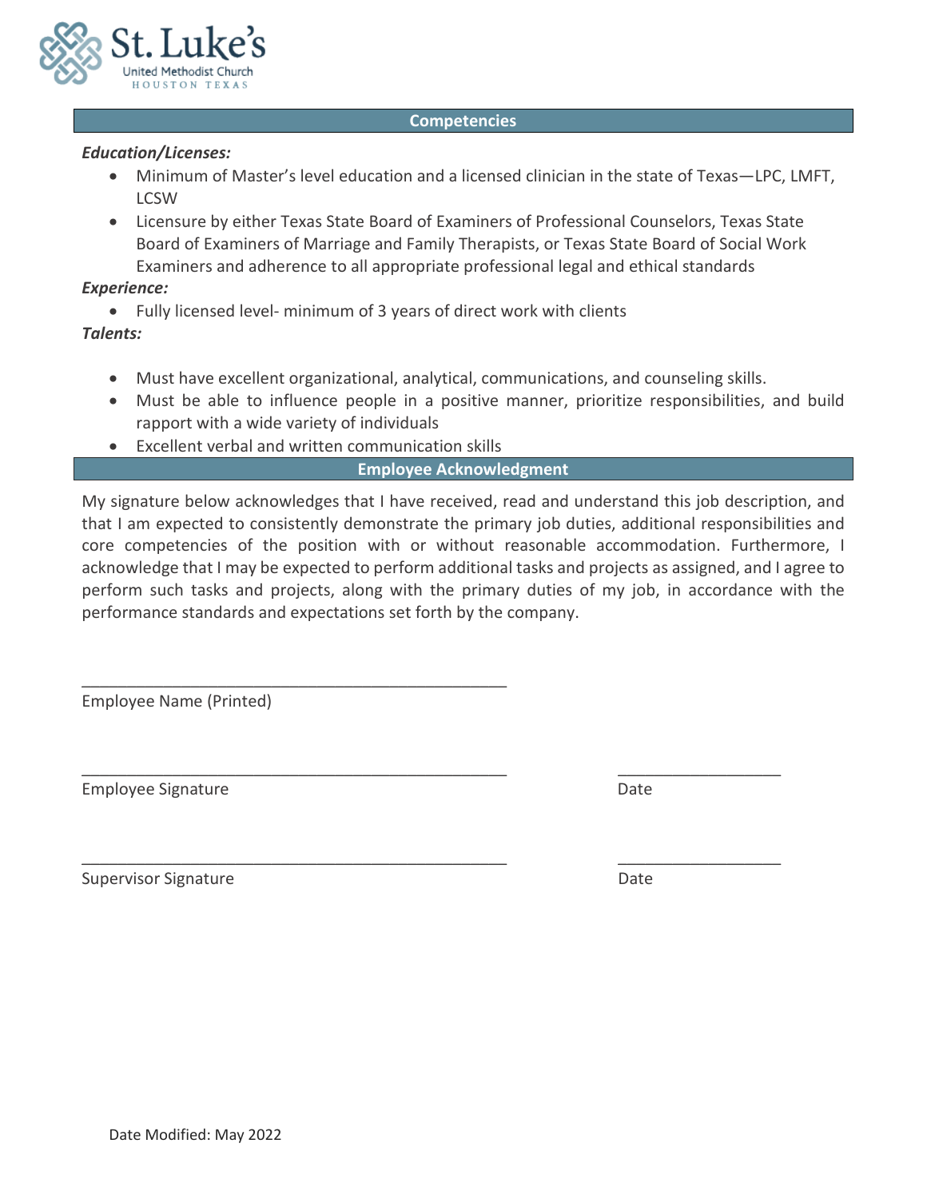## Competencies

***Education/Licenses:***

- Minimum of Master's level education and a licensed clinician in the state of Texas—LPC, LMFT, LCSW
- Licensure by either Texas State Board of Examiners of Professional Counselors, Texas State Board of Examiners of Marriage and Family Therapists, or Texas State Board of Social Work Examiners and adherence to all appropriate professional legal and ethical standards

***Experience:***

- Fully licensed level- minimum of 3 years of direct work with clients

***Talents:***

- Must have excellent organizational, analytical, communications, and counseling skills.
- Must be able to influence people in a positive manner, prioritize responsibilities, and build rapport with a wide variety of individuals
- Excellent verbal and written communication skills

## Employee Acknowledgment

My signature below acknowledges that I have received, read and understand this job description, and that I am expected to consistently demonstrate the primary job duties, additional responsibilities and core competencies of the position with or without reasonable accommodation. Furthermore, I acknowledge that I may be expected to perform additional tasks and projects as assigned, and I agree to perform such tasks and projects, along with the primary duties of my job, in accordance with the performance standards and expectations set forth by the company.

\_\_\_\_\_\_\_\_\_\_\_\_\_\_\_\_\_\_\_\_\_\_\_\_\_\_\_\_\_\_\_\_\_\_\_\_\_\_\_\_\_\_\_\_\_\_\_

Employee Name (Printed)

\_\_\_\_\_\_\_\_\_\_\_\_\_\_\_\_\_\_\_\_\_\_\_\_\_\_\_\_\_\_\_\_\_\_\_\_\_\_\_\_\_\_\_\_\_\_\_ \_\_\_\_\_\_\_\_\_\_\_\_\_\_\_\_\_\_\_

Employee Signature Date

\_\_\_\_\_\_\_\_\_\_\_\_\_\_\_\_\_\_\_\_\_\_\_\_\_\_\_\_\_\_\_\_\_\_\_\_\_\_\_\_\_\_\_\_\_\_\_ \_\_\_\_\_\_\_\_\_\_\_\_\_\_\_\_\_\_\_

Supervisor Signature Date

Date Modified: May 2022